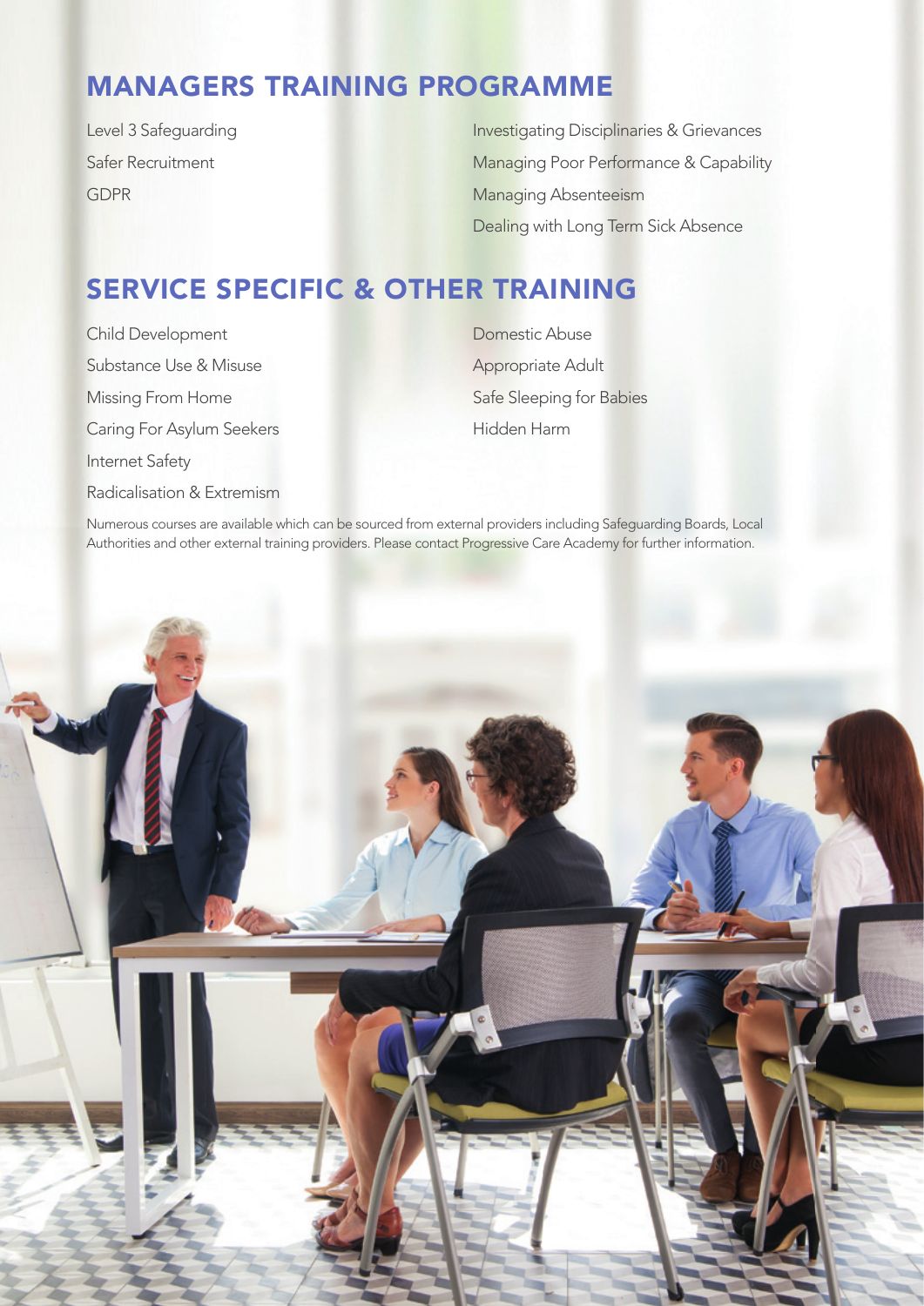## MANAGERS TRAINING PROGRAMME

- Level 3 Safeguarding
- Safer Recruitment
- GDPR
- Investigating Disciplinaries & Grievances
- Managing Poor Performance & Capability
- Managing Absenteeism
- Dealing with Long Term Sick Absence

## SERVICE SPECIFIC & OTHER TRAINING

- Child Development
- Substance Use & Misuse
- Missing From Home
- Caring For Asylum Seekers
- Internet Safety
- Radicalisation & Extremism
- Domestic Abuse
- Appropriate Adult
- Safe Sleeping for Babies
- Hidden Harm

Numerous courses are available which can be sourced from external providers including Safeguarding Boards, Local Authorities and other external training providers. Please contact Progressive Care Academy for further information.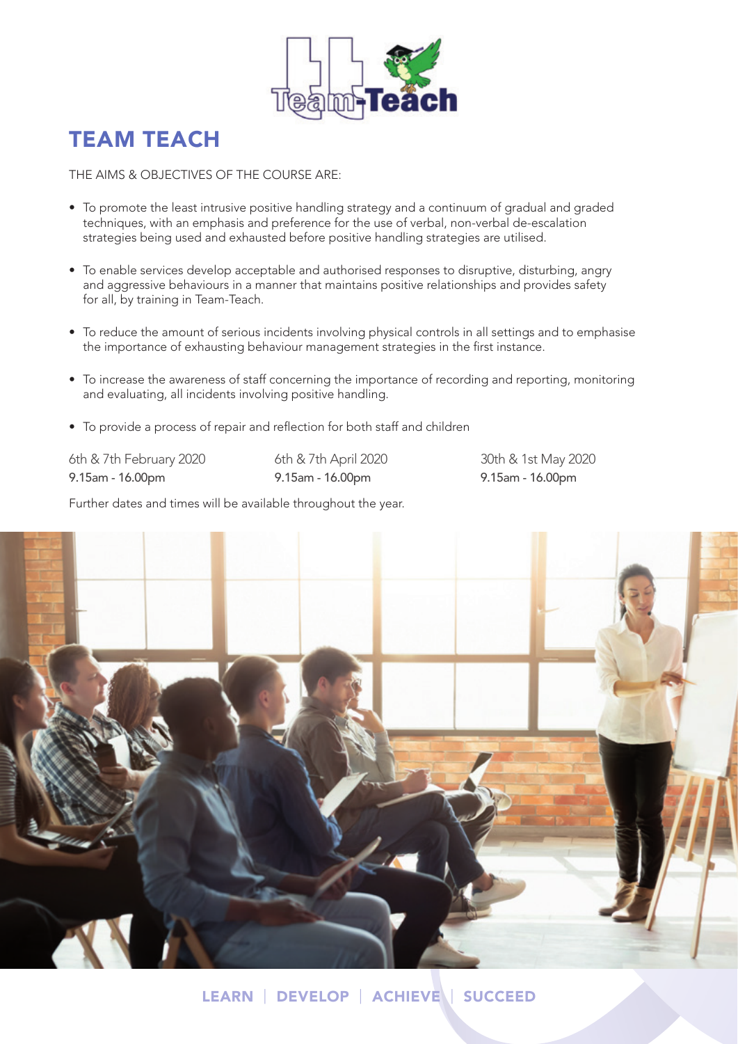# TEAM TEACH

THE AIMS & OBJECTIVES OF THE COURSE ARE:

- To promote the least intrusive positive handling strategy and a continuum of gradual and graded techniques, with an emphasis and preference for the use of verbal, non-verbal de-escalation strategies being used and exhausted before positive handling strategies are utilised.
- To enable services develop acceptable and authorised responses to disruptive, disturbing, angry and aggressive behaviours in a manner that maintains positive relationships and provides safety for all, by training in Team-Teach.
- To reduce the amount of serious incidents involving physical controls in all settings and to emphasise the importance of exhausting behaviour management strategies in the first instance.
- To increase the awareness of staff concerning the importance of recording and reporting, monitoring and evaluating, all incidents involving positive handling.
- To provide a process of repair and reflection for both staff and children

6th & 7th February 2020
9.15am - 16.00pm

6th & 7th April 2020
9.15am - 16.00pm

30th & 1st May 2020
9.15am - 16.00pm

Further dates and times will be available throughout the year.

LEARN | DEVELOP | ACHIEVE | SUCCEED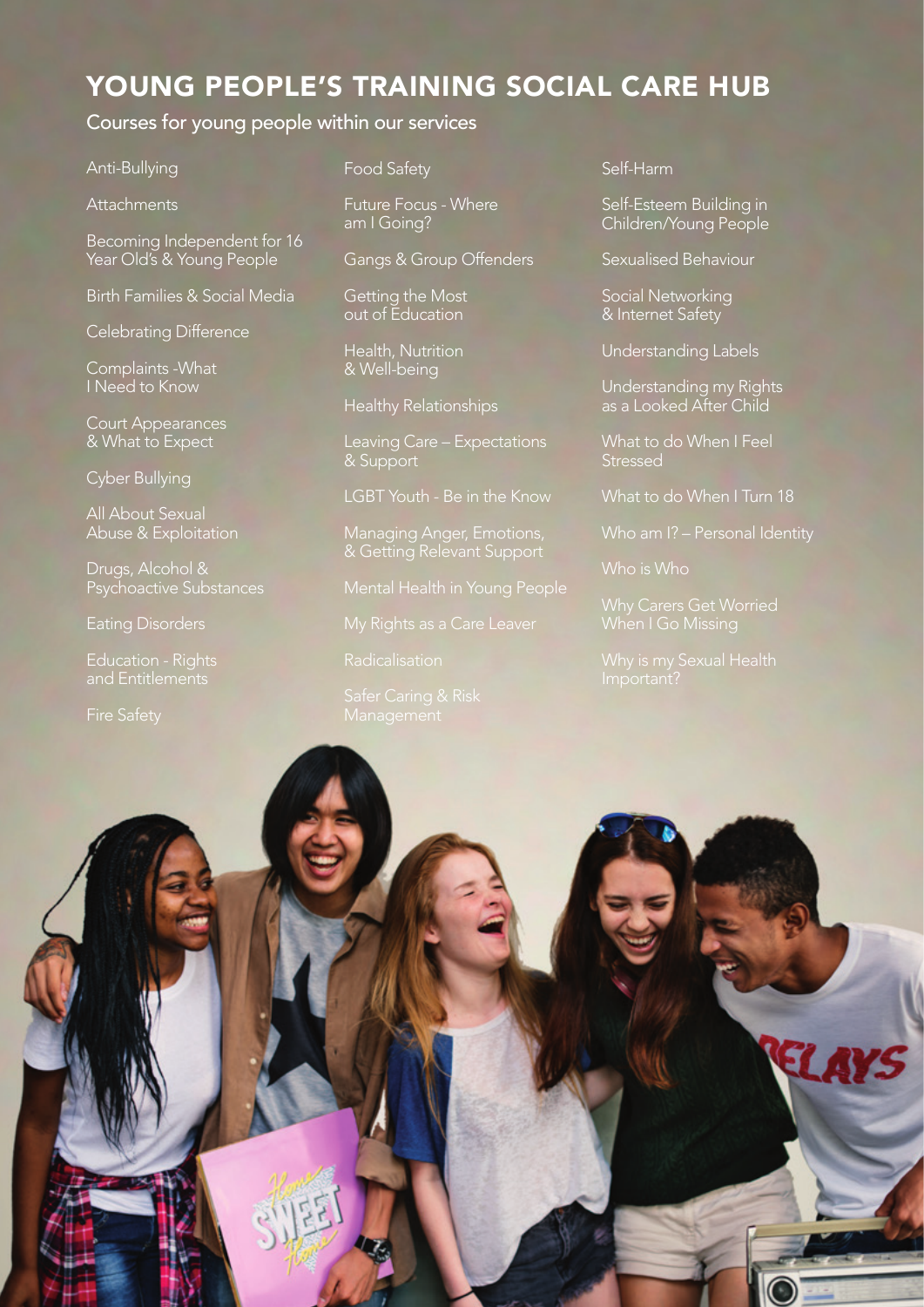# YOUNG PEOPLE'S TRAINING SOCIAL CARE HUB

## Courses for young people within our services

- Anti-Bullying
- Attachments
- Becoming Independent for 16 Year Old's & Young People
- Birth Families & Social Media
- Celebrating Difference
- Complaints -What I Need to Know
- Court Appearances & What to Expect
- Cyber Bullying
- All About Sexual Abuse & Exploitation
- Drugs, Alcohol & Psychoactive Substances
- Eating Disorders
- Education - Rights and Entitlements
- Fire Safety
- Food Safety
- Future Focus - Where am I Going?
- Gangs & Group Offenders
- Getting the Most out of Education
- Health, Nutrition & Well-being
- Healthy Relationships
- Leaving Care – Expectations & Support
- LGBT Youth - Be in the Know
- Managing Anger, Emotions, & Getting Relevant Support
- Mental Health in Young People
- My Rights as a Care Leaver
- Radicalisation
- Safer Caring & Risk Management
- Self-Harm
- Self-Esteem Building in Children/Young People
- Sexualised Behaviour
- Social Networking & Internet Safety
- Understanding Labels
- Understanding my Rights as a Looked After Child
- What to do When I Feel Stressed
- What to do When I Turn 18
- Who am I? – Personal Identity
- Who is Who
- Why Carers Get Worried When I Go Missing
- Why is my Sexual Health Important?